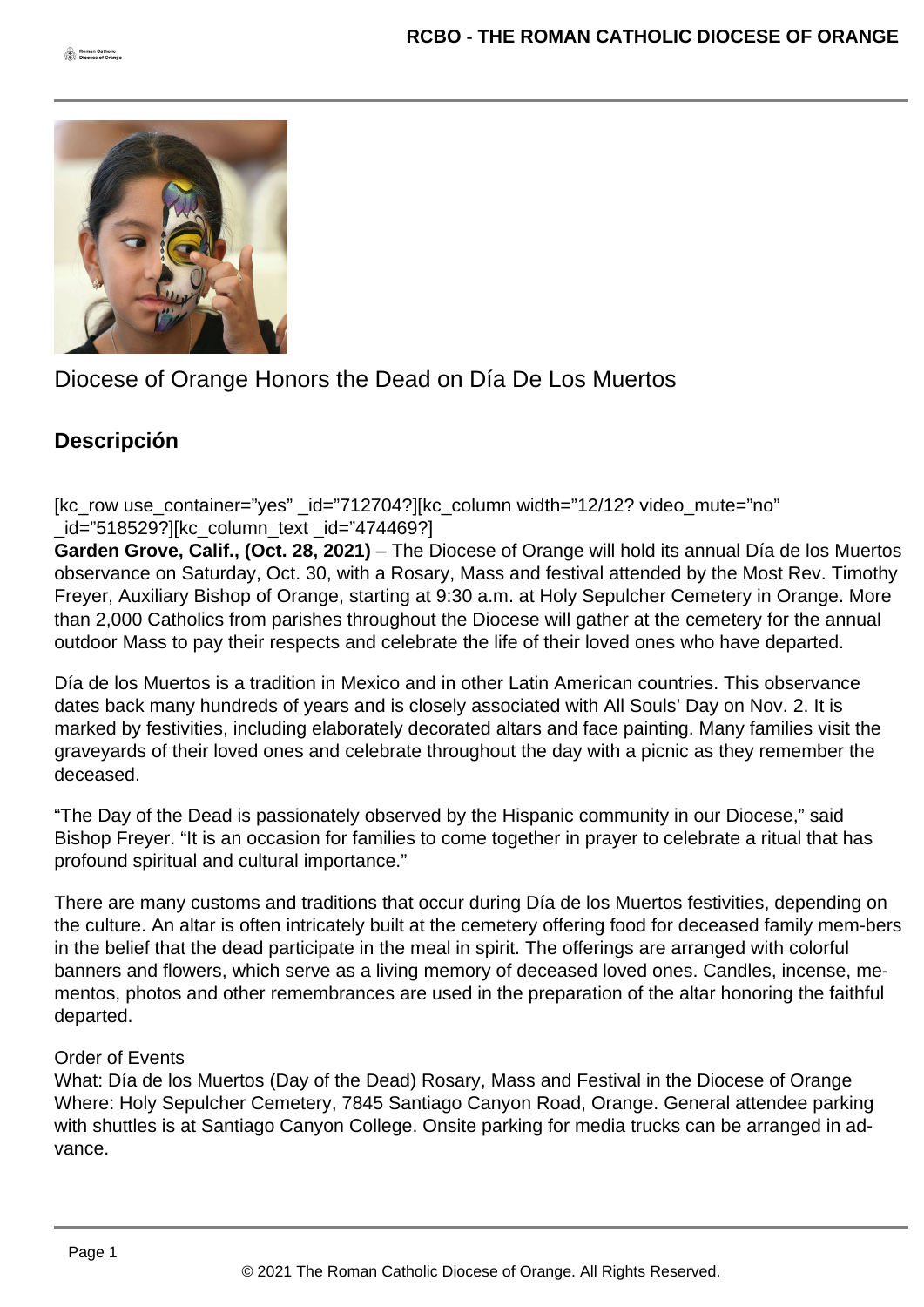# Diocese of Orange Honors the Dead on Día De Los Muertos

## Descripción

[kc_row use_container="yes" _id="712704?][kc_column width="12/12? video_mute="no" _id="518529?][kc_column_text _id="474469?]

**Garden Grove, Calif., (Oct. 28, 2021)** – The Diocese of Orange will hold its annual Día de los Muertos observance on Saturday, Oct. 30, with a Rosary, Mass and festival attended by the Most Rev. Timothy Freyer, Auxiliary Bishop of Orange, starting at 9:30 a.m. at Holy Sepulcher Cemetery in Orange. More than 2,000 Catholics from parishes throughout the Diocese will gather at the cemetery for the annual outdoor Mass to pay their respects and celebrate the life of their loved ones who have departed.

Día de los Muertos is a tradition in Mexico and in other Latin American countries. This observance dates back many hundreds of years and is closely associated with All Souls' Day on Nov. 2. It is marked by festivities, including elaborately decorated altars and face painting. Many families visit the graveyards of their loved ones and celebrate throughout the day with a picnic as they remember the deceased.

"The Day of the Dead is passionately observed by the Hispanic community in our Diocese," said Bishop Freyer. "It is an occasion for families to come together in prayer to celebrate a ritual that has profound spiritual and cultural importance."

There are many customs and traditions that occur during Día de los Muertos festivities, depending on the culture. An altar is often intricately built at the cemetery offering food for deceased family mem-bers in the belief that the dead participate in the meal in spirit. The offerings are arranged with colorful banners and flowers, which serve as a living memory of deceased loved ones. Candles, incense, me-mentos, photos and other remembrances are used in the preparation of the altar honoring the faithful departed.

Order of Events
What: Día de los Muertos (Day of the Dead) Rosary, Mass and Festival in the Diocese of Orange
Where: Holy Sepulcher Cemetery, 7845 Santiago Canyon Road, Orange. General attendee parking with shuttles is at Santiago Canyon College. Onsite parking for media trucks can be arranged in ad-vance.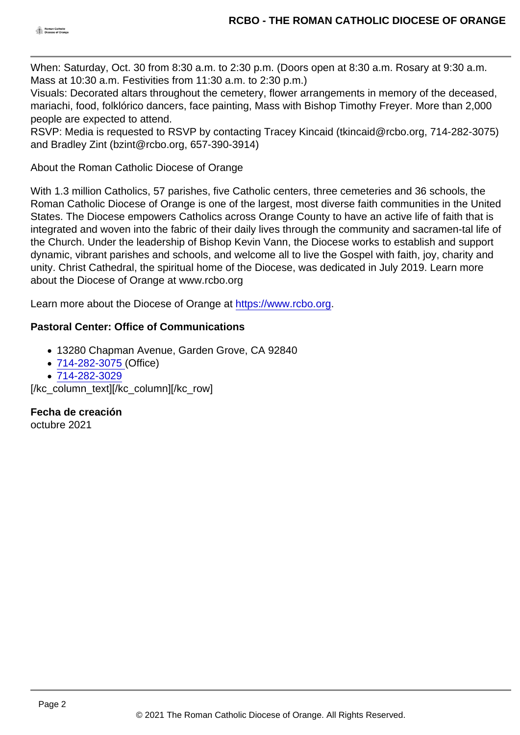When: Saturday, Oct. 30 from 8:30 a.m. to 2:30 p.m. (Doors open at 8:30 a.m. Rosary at 9:30 a.m. Mass at 10:30 a.m. Festivities from 11:30 a.m. to 2:30 p.m.)
Visuals: Decorated altars throughout the cemetery, flower arrangements in memory of the deceased, mariachi, food, folklórico dancers, face painting, Mass with Bishop Timothy Freyer. More than 2,000 people are expected to attend.
RSVP: Media is requested to RSVP by contacting Tracey Kincaid (tkincaid@rcbo.org, 714-282-3075) and Bradley Zint (bzint@rcbo.org, 657-390-3914)

About the Roman Catholic Diocese of Orange

With 1.3 million Catholics, 57 parishes, five Catholic centers, three cemeteries and 36 schools, the Roman Catholic Diocese of Orange is one of the largest, most diverse faith communities in the United States. The Diocese empowers Catholics across Orange County to have an active life of faith that is integrated and woven into the fabric of their daily lives through the community and sacramen-tal life of the Church. Under the leadership of Bishop Kevin Vann, the Diocese works to establish and support dynamic, vibrant parishes and schools, and welcome all to live the Gospel with faith, joy, charity and unity. Christ Cathedral, the spiritual home of the Diocese, was dedicated in July 2019. Learn more about the Diocese of Orange at www.rcbo.org

Learn more about the Diocese of Orange at https://www.rcbo.org.

**Pastoral Center: Office of Communications**

- 13280 Chapman Avenue, Garden Grove, CA 92840
- 714-282-3075 (Office)
- 714-282-3029

[/kc_column_text][/kc_column][/kc_row]

**Fecha de creación**
octubre 2021